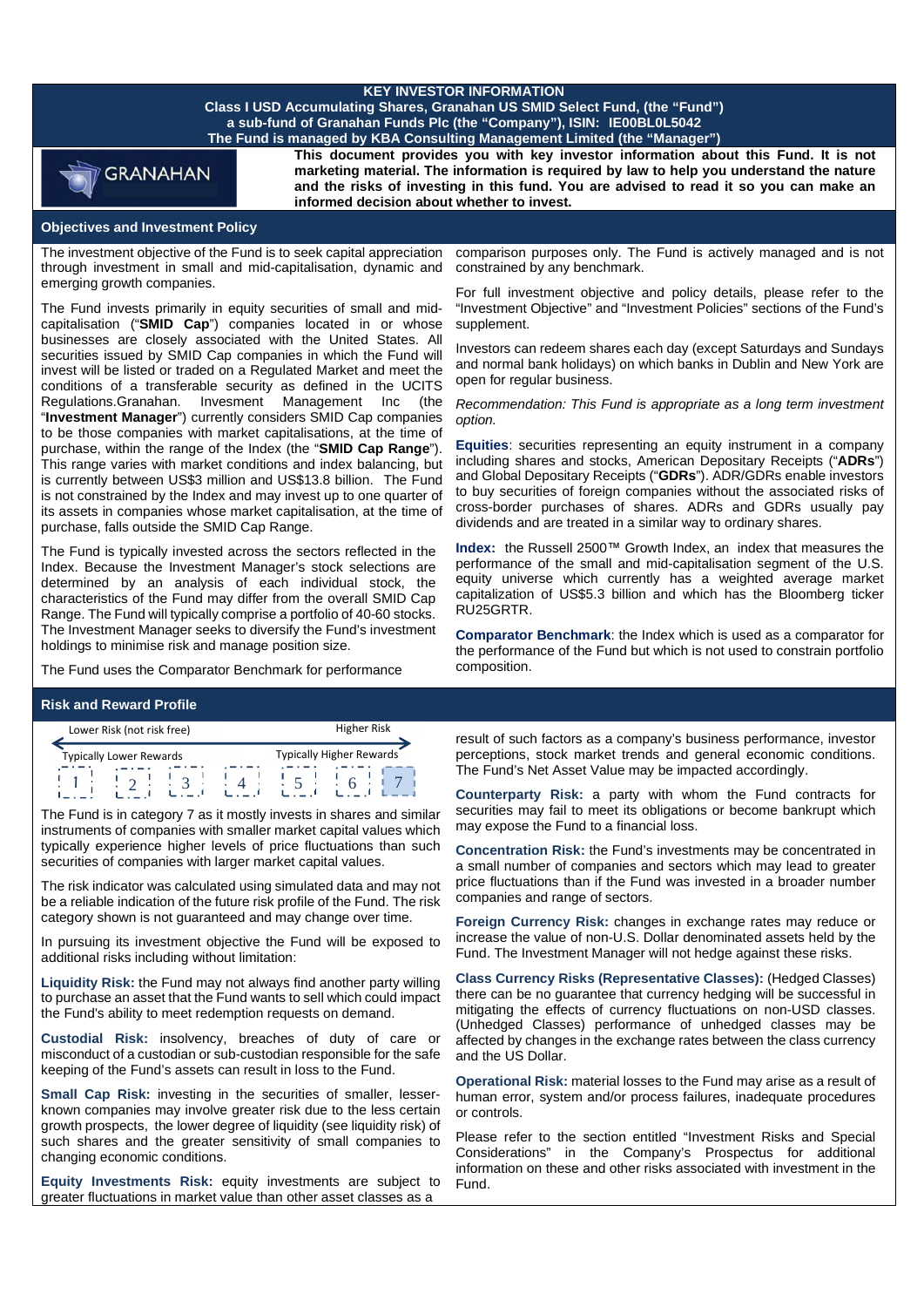# KEY INVESTOR INFORMATION

**Class I USD Accumulating Shares, Granahan US SMID Select Fund, (the "Fund")**
**a sub-fund of Granahan Funds Plc (the "Company"), ISIN: IE00BL0L5042**
**The Fund is managed by KBA Consulting Management Limited (the "Manager")**

GRANAHAN

**This document provides you with key investor information about this Fund. It is not marketing material. The information is required by law to help you understand the nature and the risks of investing in this fund. You are advised to read it so you can make an informed decision about whether to invest.**

## Objectives and Investment Policy

The investment objective of the Fund is to seek capital appreciation through investment in small and mid-capitalisation, dynamic and emerging growth companies.

The Fund invests primarily in equity securities of small and mid-capitalisation ("**SMID Cap**") companies located in or whose businesses are closely associated with the United States. All securities issued by SMID Cap companies in which the Fund will invest will be listed or traded on a Regulated Market and meet the conditions of a transferable security as defined in the UCITS Regulations.Granahan. Invesment Management Inc (the "**Investment Manager**") currently considers SMID Cap companies to be those companies with market capitalisations, at the time of purchase, within the range of the Index (the "**SMID Cap Range**"). This range varies with market conditions and index balancing, but is currently between US$3 million and US$13.8 billion. The Fund is not constrained by the Index and may invest up to one quarter of its assets in companies whose market capitalisation, at the time of purchase, falls outside the SMID Cap Range.

The Fund is typically invested across the sectors reflected in the Index. Because the Investment Manager's stock selections are determined by an analysis of each individual stock, the characteristics of the Fund may differ from the overall SMID Cap Range. The Fund will typically comprise a portfolio of 40-60 stocks. The Investment Manager seeks to diversify the Fund's investment holdings to minimise risk and manage position size.

The Fund uses the Comparator Benchmark for performance comparison purposes only. The Fund is actively managed and is not constrained by any benchmark.

For full investment objective and policy details, please refer to the "Investment Objective" and "Investment Policies" sections of the Fund's supplement.

Investors can redeem shares each day (except Saturdays and Sundays and normal bank holidays) on which banks in Dublin and New York are open for regular business.

*Recommendation: This Fund is appropriate as a long term investment option.*

**Equities**: securities representing an equity instrument in a company including shares and stocks, American Depositary Receipts ("**ADRs**") and Global Depositary Receipts ("**GDRs**"). ADR/GDRs enable investors to buy securities of foreign companies without the associated risks of cross-border purchases of shares. ADRs and GDRs usually pay dividends and are treated in a similar way to ordinary shares.

**Index:** the Russell 2500™ Growth Index, an index that measures the performance of the small and mid-capitalisation segment of the U.S. equity universe which currently has a weighted average market capitalization of US$5.3 billion and which has the Bloomberg ticker RU25GRTR.

**Comparator Benchmark**: the Index which is used as a comparator for the performance of the Fund but which is not used to constrain portfolio composition.

## Risk and Reward Profile

| Lower Risk (not risk free) | | | | | | Higher Risk |
|---|---|---|---|---|---|---|
| Typically Lower Rewards | | | | | | Typically Higher Rewards |
| 1 | 2 | 3 | 4 | 5 | 6 | **7** |

The Fund is in category 7 as it mostly invests in shares and similar instruments of companies with smaller market capital values which typically experience higher levels of price fluctuations than such securities of companies with larger market capital values.

The risk indicator was calculated using simulated data and may not be a reliable indication of the future risk profile of the Fund. The risk category shown is not guaranteed and may change over time.

In pursuing its investment objective the Fund will be exposed to additional risks including without limitation:

**Liquidity Risk:** the Fund may not always find another party willing to purchase an asset that the Fund wants to sell which could impact the Fund's ability to meet redemption requests on demand.

**Custodial Risk:** insolvency, breaches of duty of care or misconduct of a custodian or sub-custodian responsible for the safe keeping of the Fund's assets can result in loss to the Fund.

**Small Cap Risk:** investing in the securities of smaller, lesser-known companies may involve greater risk due to the less certain growth prospects, the lower degree of liquidity (see liquidity risk) of such shares and the greater sensitivity of small companies to changing economic conditions.

**Equity Investments Risk:** equity investments are subject to greater fluctuations in market value than other asset classes as a result of such factors as a company's business performance, investor perceptions, stock market trends and general economic conditions. The Fund's Net Asset Value may be impacted accordingly.

**Counterparty Risk:** a party with whom the Fund contracts for securities may fail to meet its obligations or become bankrupt which may expose the Fund to a financial loss.

**Concentration Risk:** the Fund's investments may be concentrated in a small number of companies and sectors which may lead to greater price fluctuations than if the Fund was invested in a broader number companies and range of sectors.

**Foreign Currency Risk:** changes in exchange rates may reduce or increase the value of non-U.S. Dollar denominated assets held by the Fund. The Investment Manager will not hedge against these risks.

**Class Currency Risks (Representative Classes):** (Hedged Classes) there can be no guarantee that currency hedging will be successful in mitigating the effects of currency fluctuations on non-USD classes. (Unhedged Classes) performance of unhedged classes may be affected by changes in the exchange rates between the class currency and the US Dollar.

**Operational Risk:** material losses to the Fund may arise as a result of human error, system and/or process failures, inadequate procedures or controls.

Please refer to the section entitled "Investment Risks and Special Considerations" in the Company's Prospectus for additional information on these and other risks associated with investment in the Fund.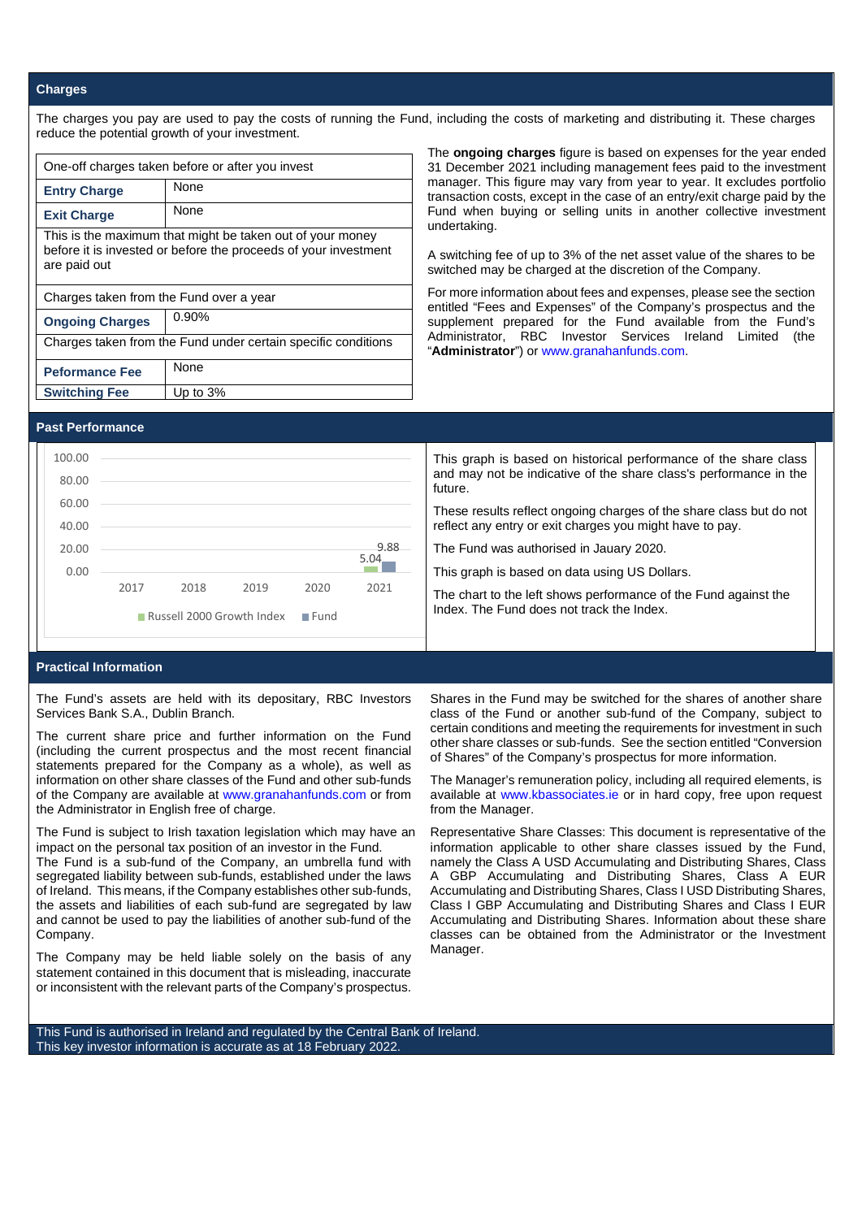## Charges

The charges you pay are used to pay the costs of running the Fund, including the costs of marketing and distributing it. These charges reduce the potential growth of your investment.

| One-off charges taken before or after you invest | |
|---|---|
| **Entry Charge** | None |
| **Exit Charge** | None |
| This is the maximum that might be taken out of your money before it is invested or before the proceeds of your investment are paid out | |
| Charges taken from the Fund over a year | |
| **Ongoing Charges** | 0.90% |
| Charges taken from the Fund under certain specific conditions | |
| **Peformance Fee** | None |
| **Switching Fee** | Up to 3% |

The **ongoing charges** figure is based on expenses for the year ended 31 December 2021 including management fees paid to the investment manager. This figure may vary from year to year. It excludes portfolio transaction costs, except in the case of an entry/exit charge paid by the Fund when buying or selling units in another collective investment undertaking.

A switching fee of up to 3% of the net asset value of the shares to be switched may be charged at the discretion of the Company.

For more information about fees and expenses, please see the section entitled "Fees and Expenses" of the Company's prospectus and the supplement prepared for the Fund available from the Fund's Administrator, RBC Investor Services Ireland Limited (the "**Administrator**") or www.granahanfunds.com.

## Past Performance

100.00
80.00
60.00
40.00
20.00
0.00
2017 2018 2019 2020 2021
9.88
5.04
Russell 2000 Growth Index
Fund

This graph is based on historical performance of the share class and may not be indicative of the share class's performance in the future.

These results reflect ongoing charges of the share class but do not reflect any entry or exit charges you might have to pay.

The Fund was authorised in Jauary 2020.

This graph is based on data using US Dollars.

The chart to the left shows performance of the Fund against the Index. The Fund does not track the Index.

## Practical Information

The Fund's assets are held with its depositary, RBC Investors Services Bank S.A., Dublin Branch.

The current share price and further information on the Fund (including the current prospectus and the most recent financial statements prepared for the Company as a whole), as well as information on other share classes of the Fund and other sub-funds of the Company are available at www.granahanfunds.com or from the Administrator in English free of charge.

The Fund is subject to Irish taxation legislation which may have an impact on the personal tax position of an investor in the Fund.
The Fund is a sub-fund of the Company, an umbrella fund with segregated liability between sub-funds, established under the laws of Ireland. This means, if the Company establishes other sub-funds, the assets and liabilities of each sub-fund are segregated by law and cannot be used to pay the liabilities of another sub-fund of the Company.

The Company may be held liable solely on the basis of any statement contained in this document that is misleading, inaccurate or inconsistent with the relevant parts of the Company's prospectus.

Shares in the Fund may be switched for the shares of another share class of the Fund or another sub-fund of the Company, subject to certain conditions and meeting the requirements for investment in such other share classes or sub-funds. See the section entitled "Conversion of Shares" of the Company's prospectus for more information.

The Manager's remuneration policy, including all required elements, is available at www.kbassociates.ie or in hard copy, free upon request from the Manager.

Representative Share Classes: This document is representative of the information applicable to other share classes issued by the Fund, namely the Class A USD Accumulating and Distributing Shares, Class A GBP Accumulating and Distributing Shares, Class A EUR Accumulating and Distributing Shares, Class I USD Distributing Shares, Class I GBP Accumulating and Distributing Shares and Class I EUR Accumulating and Distributing Shares. Information about these share classes can be obtained from the Administrator or the Investment Manager.

This Fund is authorised in Ireland and regulated by the Central Bank of Ireland.
This key investor information is accurate as at 18 February 2022.